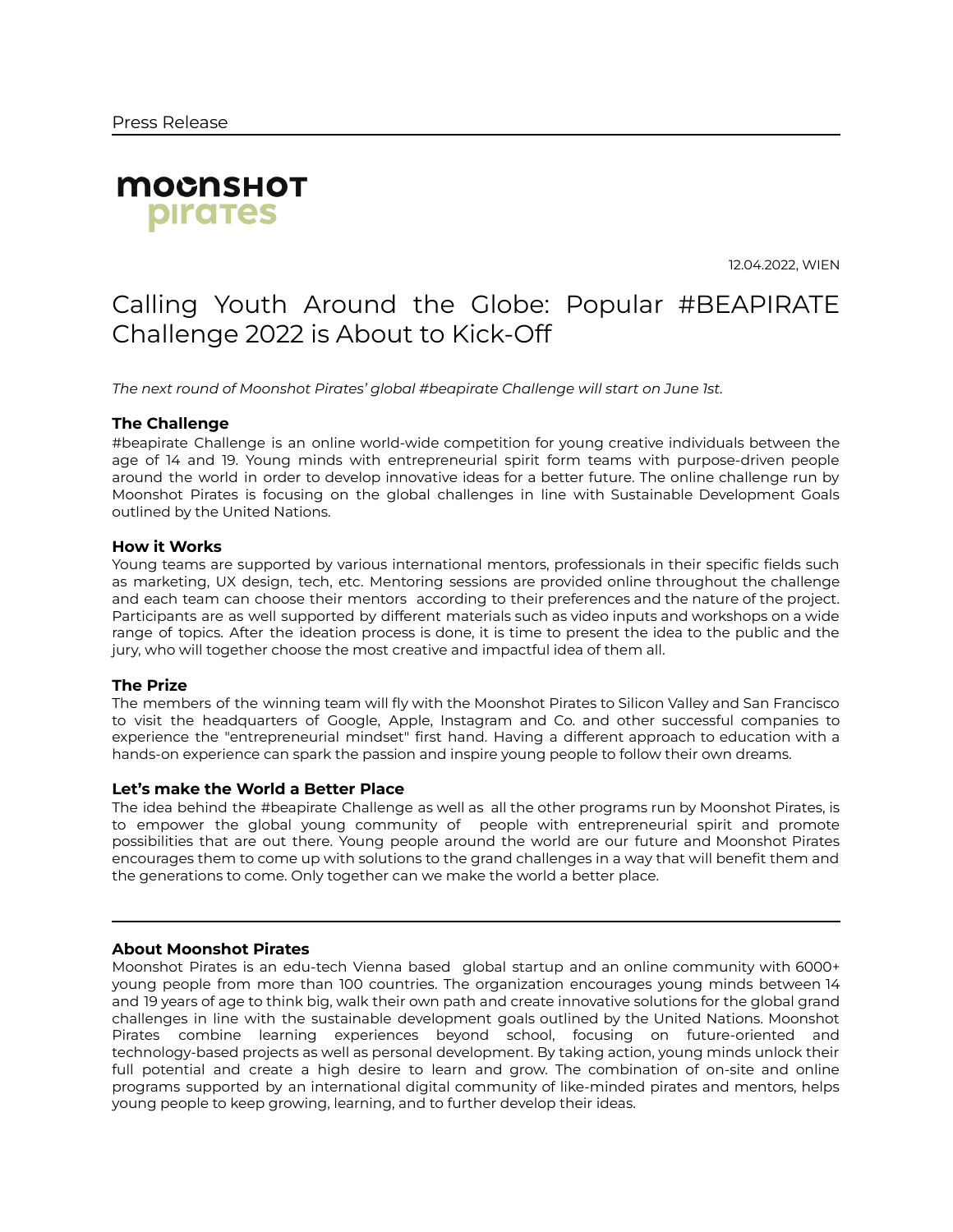Press Release

**moonshot pirates**

12.04.2022, WIEN

# Calling Youth Around the Globe: Popular #BEAPIRATE Challenge 2022 is About to Kick-Off

*The next round of Moonshot Pirates' global #beapirate Challenge will start on June 1st.*

### The Challenge

#beapirate Challenge is an online world-wide competition for young creative individuals between the age of 14 and 19. Young minds with entrepreneurial spirit form teams with purpose-driven people around the world in order to develop innovative ideas for a better future. The online challenge run by Moonshot Pirates is focusing on the global challenges in line with Sustainable Development Goals outlined by the United Nations.

### How it Works

Young teams are supported by various international mentors, professionals in their specific fields such as marketing, UX design, tech, etc. Mentoring sessions are provided online throughout the challenge and each team can choose their mentors according to their preferences and the nature of the project. Participants are as well supported by different materials such as video inputs and workshops on a wide range of topics. After the ideation process is done, it is time to present the idea to the public and the jury, who will together choose the most creative and impactful idea of them all.

### The Prize

The members of the winning team will fly with the Moonshot Pirates to Silicon Valley and San Francisco to visit the headquarters of Google, Apple, Instagram and Co. and other successful companies to experience the "entrepreneurial mindset" first hand. Having a different approach to education with a hands-on experience can spark the passion and inspire young people to follow their own dreams.

### Let's make the World a Better Place

The idea behind the #beapirate Challenge as well as all the other programs run by Moonshot Pirates, is to empower the global young community of people with entrepreneurial spirit and promote possibilities that are out there. Young people around the world are our future and Moonshot Pirates encourages them to come up with solutions to the grand challenges in a way that will benefit them and the generations to come. Only together can we make the world a better place.

---

### About Moonshot Pirates

Moonshot Pirates is an edu-tech Vienna based global startup and an online community with 6000+ young people from more than 100 countries. The organization encourages young minds between 14 and 19 years of age to think big, walk their own path and create innovative solutions for the global grand challenges in line with the sustainable development goals outlined by the United Nations. Moonshot Pirates combine learning experiences beyond school, focusing on future-oriented and technology-based projects as well as personal development. By taking action, young minds unlock their full potential and create a high desire to learn and grow. The combination of on-site and online programs supported by an international digital community of like-minded pirates and mentors, helps young people to keep growing, learning, and to further develop their ideas.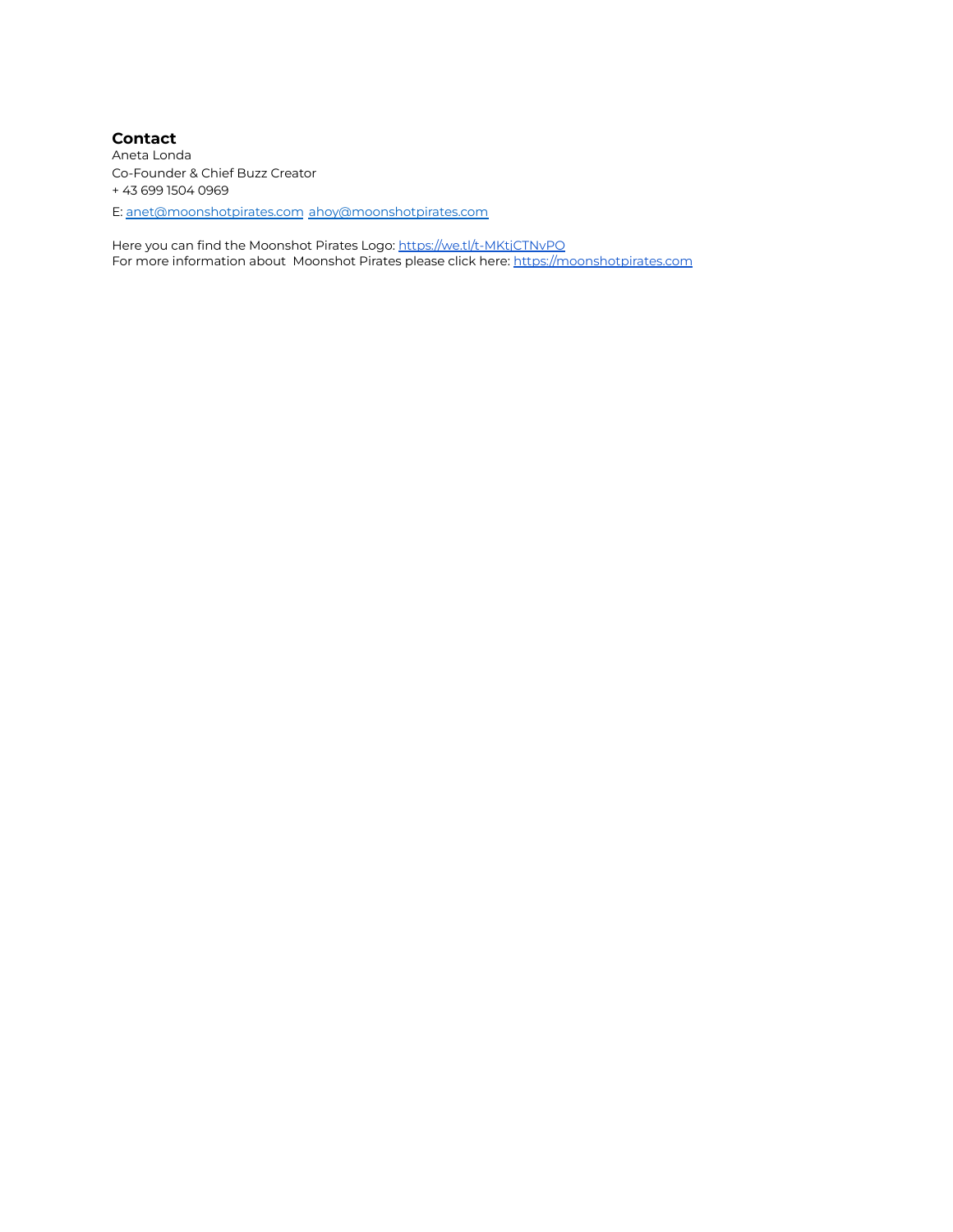**Contact**
Aneta Londa
Co-Founder & Chief Buzz Creator
+ 43 699 1504 0969

E: anet@moonshotpirates.com ahoy@moonshotpirates.com

Here you can find the Moonshot Pirates Logo: https://we.tl/t-MKtjCTNvPO
For more information about Moonshot Pirates please click here: https://moonshotpirates.com